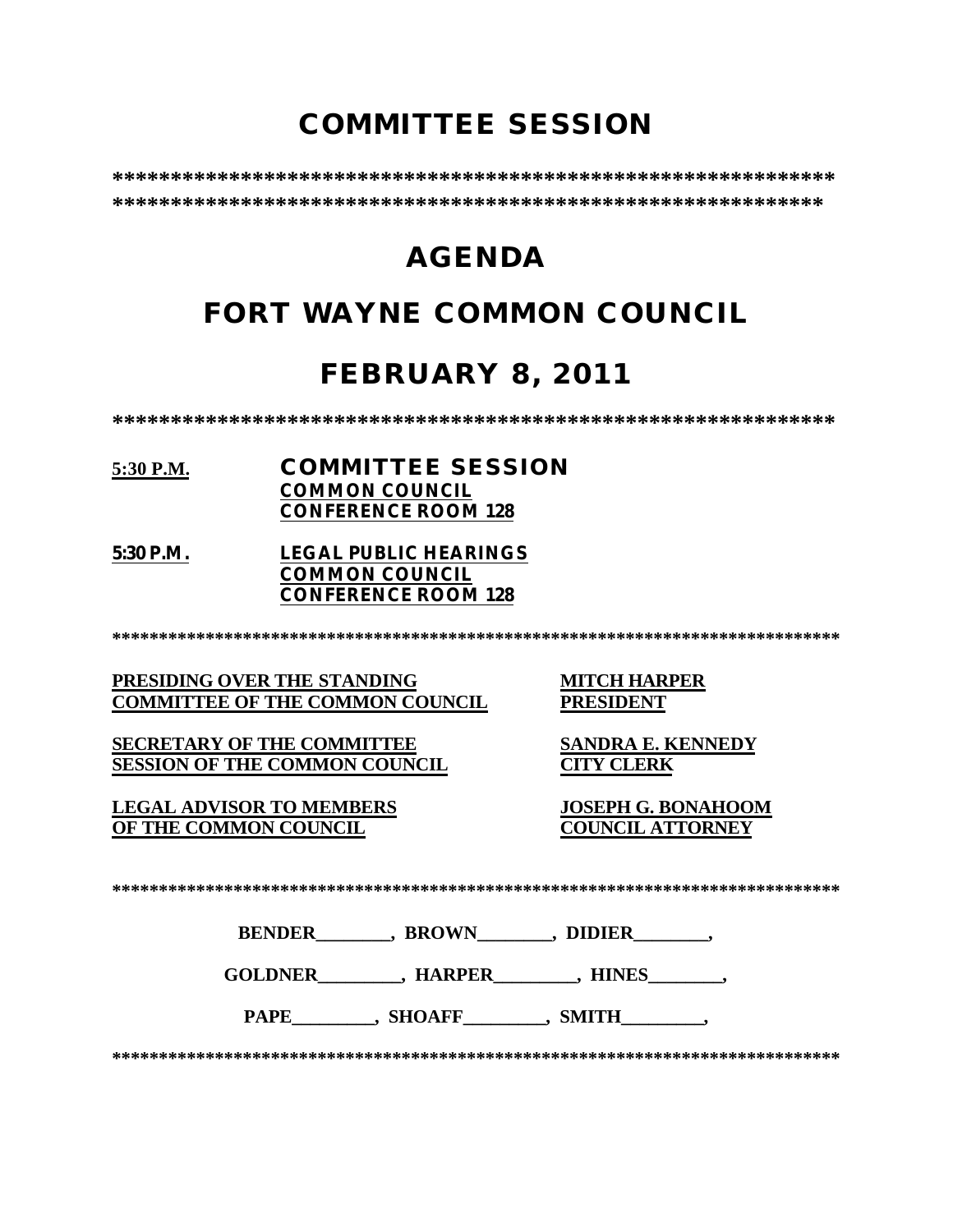# COMMITTEE SESSION

**************************************************************
**************************************************************

# AGENDA

# FORT WAYNE COMMON COUNCIL

# FEBRUARY 8, 2011

**************************************************************

**5:30 P.M.** **COMMITTEE SESSION**
**COMMON COUNCIL**
**CONFERENCE ROOM 128**

**5:30 P.M.** **LEGAL PUBLIC HEARINGS**
**COMMON COUNCIL**
**CONFERENCE ROOM 128**

*****************************************************************************

| | |
|---|---|
| **PRESIDING OVER THE STANDING COMMITTEE OF THE COMMON COUNCIL** | **MITCH HARPER PRESIDENT** |
| **SECRETARY OF THE COMMITTEE SESSION OF THE COMMON COUNCIL** | **SANDRA E. KENNEDY CITY CLERK** |
| **LEGAL ADVISOR TO MEMBERS OF THE COMMON COUNCIL** | **JOSEPH G. BONAHOOM COUNCIL ATTORNEY** |

*****************************************************************************

**BENDER________, BROWN________, DIDIER________,**

**GOLDNER_________, HARPER_________, HINES________,**

**PAPE_________, SHOAFF_________, SMITH_________,**

*****************************************************************************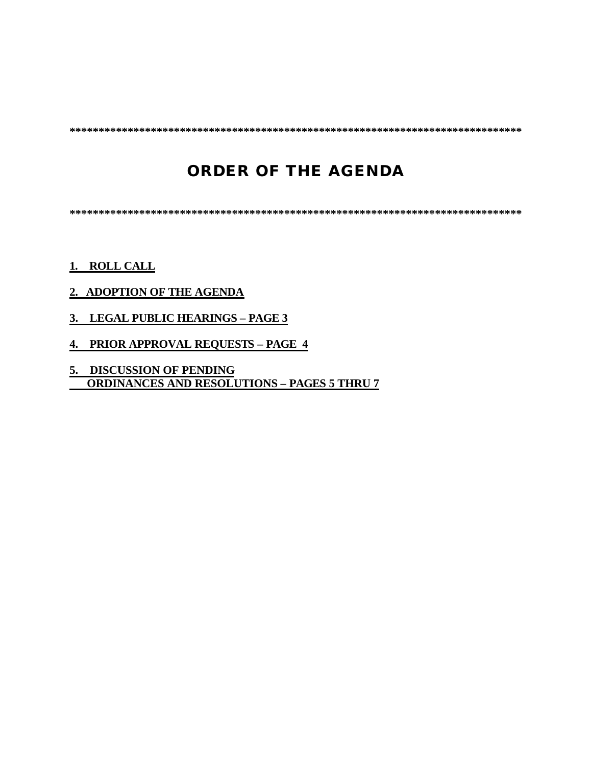*****************************************************************************

# ORDER OF THE AGENDA

*****************************************************************************

**1. ROLL CALL**

**2. ADOPTION OF THE AGENDA**

**3. LEGAL PUBLIC HEARINGS – PAGE 3**

**4. PRIOR APPROVAL REQUESTS – PAGE 4**

**5. DISCUSSION OF PENDING ORDINANCES AND RESOLUTIONS – PAGES 5 THRU 7**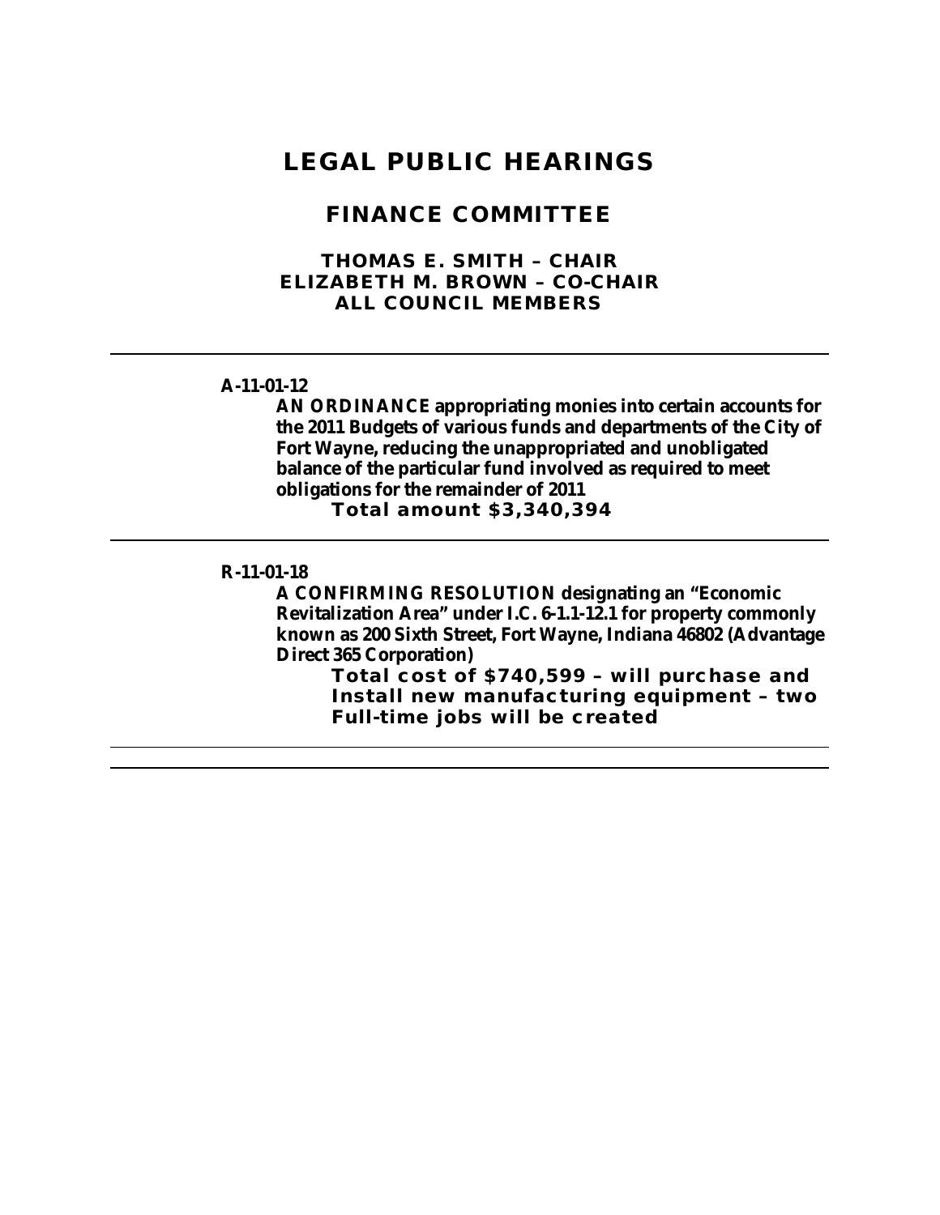# LEGAL PUBLIC HEARINGS

## FINANCE COMMITTEE

### THOMAS E. SMITH – CHAIR
### ELIZABETH M. BROWN – CO-CHAIR
### ALL COUNCIL MEMBERS

---

**A-11-01-12**

**AN ORDINANCE appropriating monies into certain accounts for the 2011 Budgets of various funds and departments of the City of Fort Wayne, reducing the unappropriated and unobligated balance of the particular fund involved as required to meet obligations for the remainder of 2011**

**Total amount $3,340,394**

---

**R-11-01-18**

**A CONFIRMING RESOLUTION designating an "Economic Revitalization Area" under I.C. 6-1.1-12.1 for property commonly known as 200 Sixth Street, Fort Wayne, Indiana 46802 (Advantage Direct 365 Corporation)**

**Total cost of $740,599 – will purchase and Install new manufacturing equipment – two Full-time jobs will be created**

---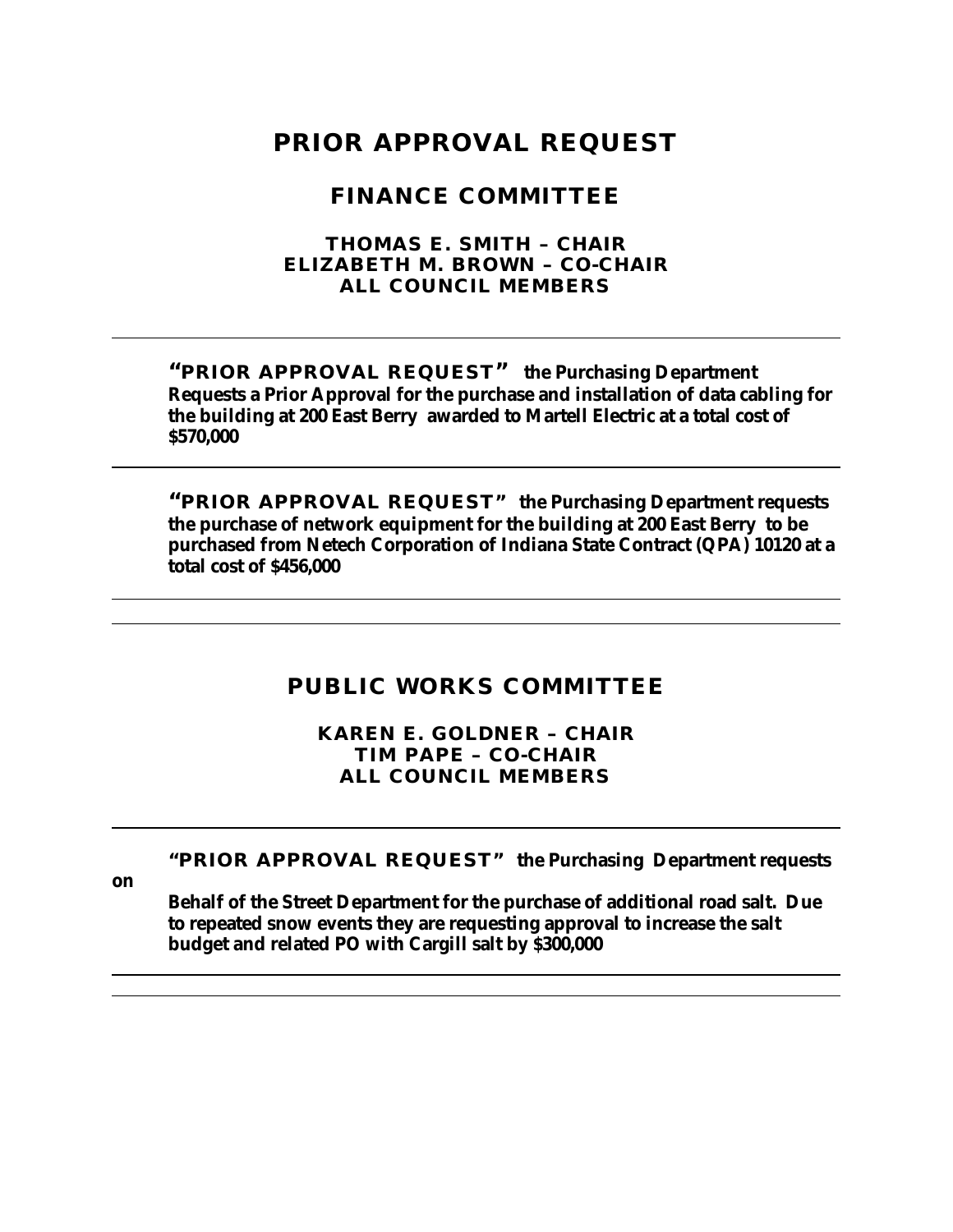# PRIOR APPROVAL REQUEST

## FINANCE COMMITTEE

**THOMAS E. SMITH – CHAIR**
**ELIZABETH M. BROWN – CO-CHAIR**
**ALL COUNCIL MEMBERS**

---

**"PRIOR APPROVAL REQUEST" the Purchasing Department Requests a Prior Approval for the purchase and installation of data cabling for the building at 200 East Berry awarded to Martell Electric at a total cost of $570,000**

---

**"PRIOR APPROVAL REQUEST" the Purchasing Department requests the purchase of network equipment for the building at 200 East Berry to be purchased from Netech Corporation of Indiana State Contract (QPA) 10120 at a total cost of $456,000**

---

## PUBLIC WORKS COMMITTEE

**KAREN E. GOLDNER – CHAIR**
**TIM PAPE – CO-CHAIR**
**ALL COUNCIL MEMBERS**

---

**"PRIOR APPROVAL REQUEST" the Purchasing Department requests on Behalf of the Street Department for the purchase of additional road salt. Due to repeated snow events they are requesting approval to increase the salt budget and related PO with Cargill salt by $300,000**

---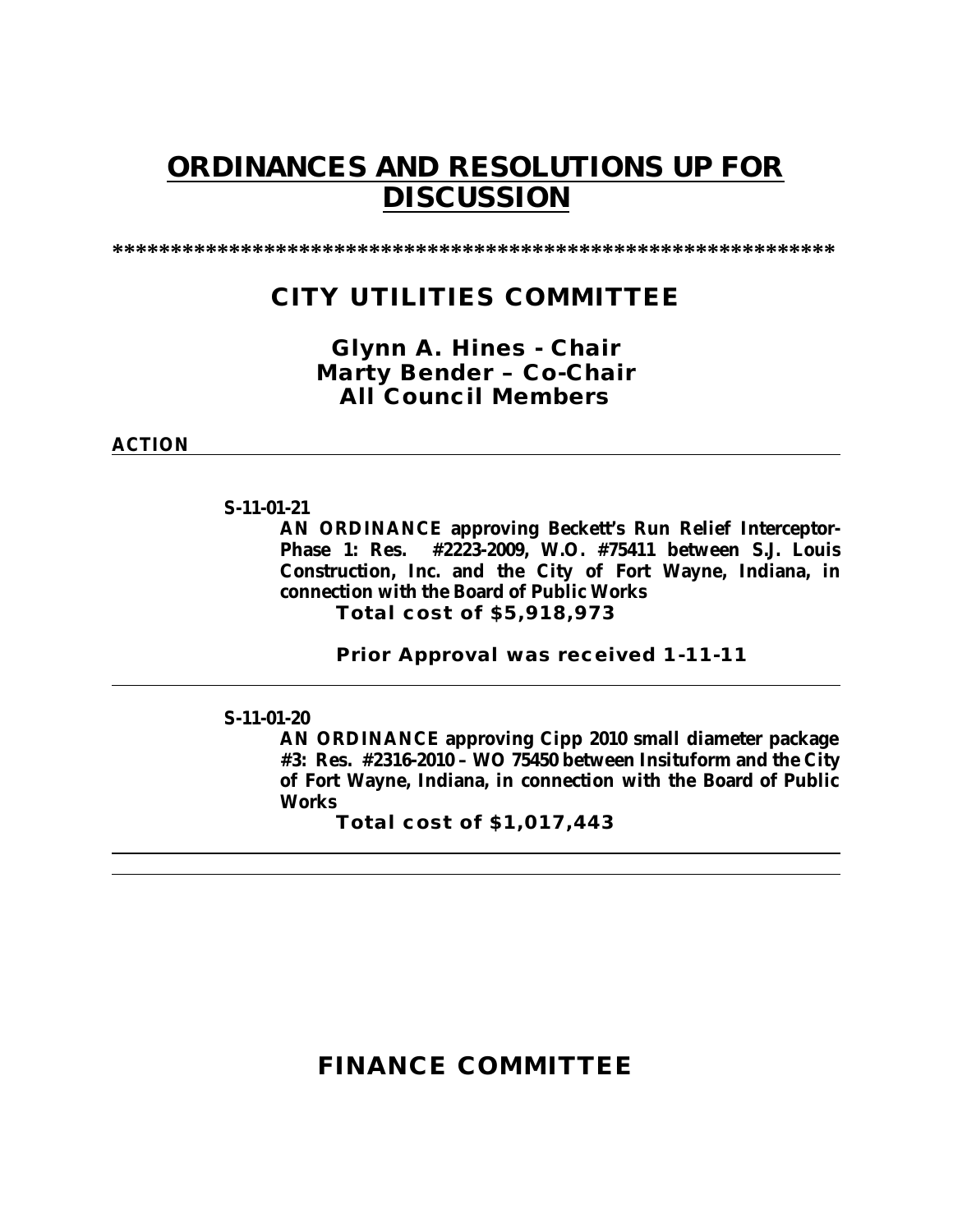# ORDINANCES AND RESOLUTIONS UP FOR DISCUSSION

***************************************************************

## CITY UTILITIES COMMITTEE

### Glynn A. Hines - Chair
### Marty Bender – Co-Chair
### All Council Members

**ACTION**

---

**S-11-01-21**

**AN ORDINANCE approving Beckett's Run Relief Interceptor-Phase 1: Res. #2223-2009, W.O. #75411 between S.J. Louis Construction, Inc. and the City of Fort Wayne, Indiana, in connection with the Board of Public Works**

**Total cost of $5,918,973**

**Prior Approval was received 1-11-11**

---

**S-11-01-20**

**AN ORDINANCE approving Cipp 2010 small diameter package #3: Res. #2316-2010 – WO 75450 between Insituform and the City of Fort Wayne, Indiana, in connection with the Board of Public Works**

**Total cost of $1,017,443**

---

---

## FINANCE COMMITTEE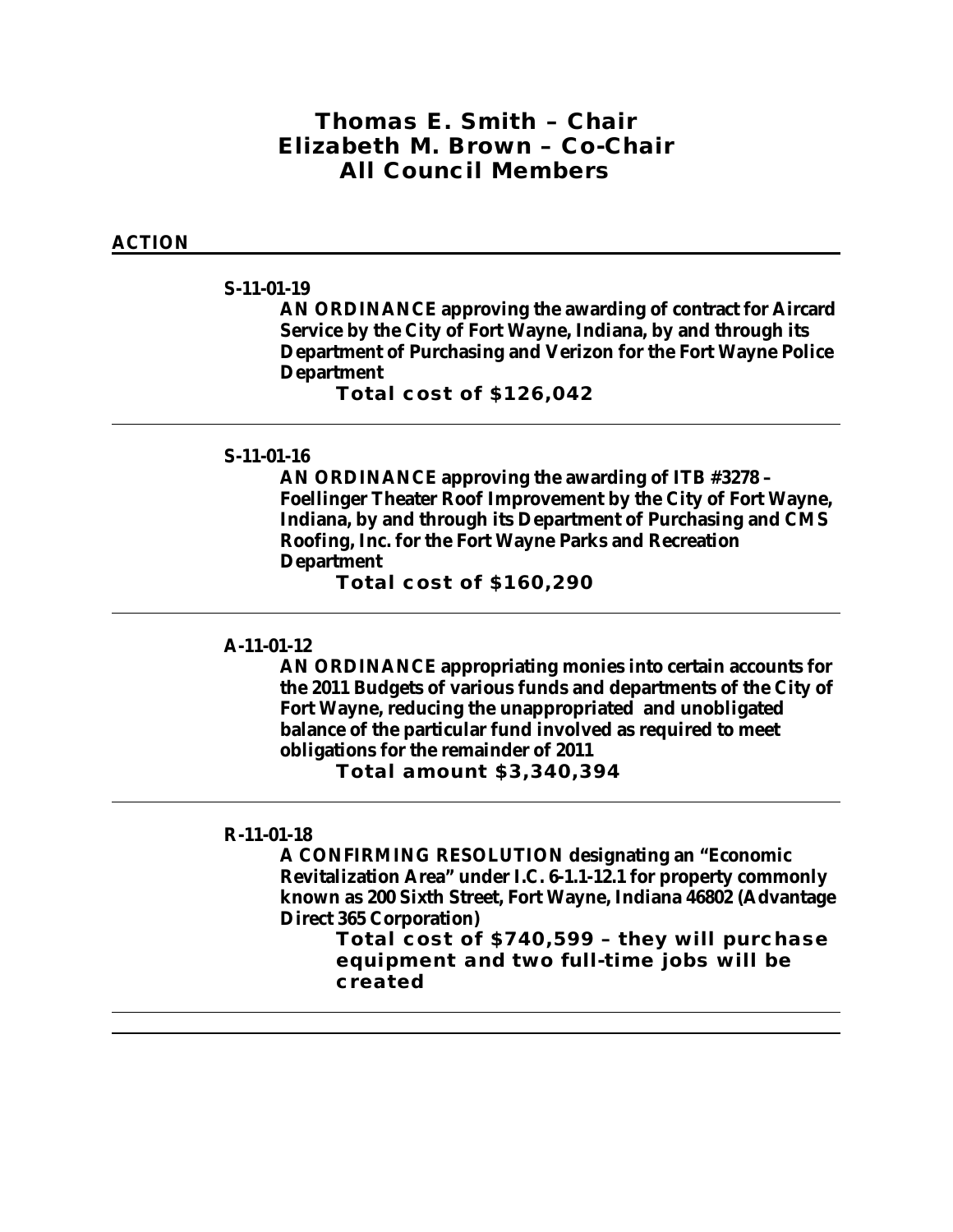**Thomas E. Smith – Chair**
**Elizabeth M. Brown – Co-Chair**
**All Council Members**

## ACTION

---

**S-11-01-19**

**AN ORDINANCE approving the awarding of contract for Aircard Service by the City of Fort Wayne, Indiana, by and through its Department of Purchasing and Verizon for the Fort Wayne Police Department**

**Total cost of $126,042**

---

**S-11-01-16**

**AN ORDINANCE approving the awarding of ITB #3278 – Foellinger Theater Roof Improvement by the City of Fort Wayne, Indiana, by and through its Department of Purchasing and CMS Roofing, Inc. for the Fort Wayne Parks and Recreation Department**

**Total cost of $160,290**

---

**A-11-01-12**

**AN ORDINANCE appropriating monies into certain accounts for the 2011 Budgets of various funds and departments of the City of Fort Wayne, reducing the unappropriated and unobligated balance of the particular fund involved as required to meet obligations for the remainder of 2011**

**Total amount $3,340,394**

---

**R-11-01-18**

**A CONFIRMING RESOLUTION designating an "Economic Revitalization Area" under I.C. 6-1.1-12.1 for property commonly known as 200 Sixth Street, Fort Wayne, Indiana 46802 (Advantage Direct 365 Corporation)**

**Total cost of $740,599 – they will purchase equipment and two full-time jobs will be created**

---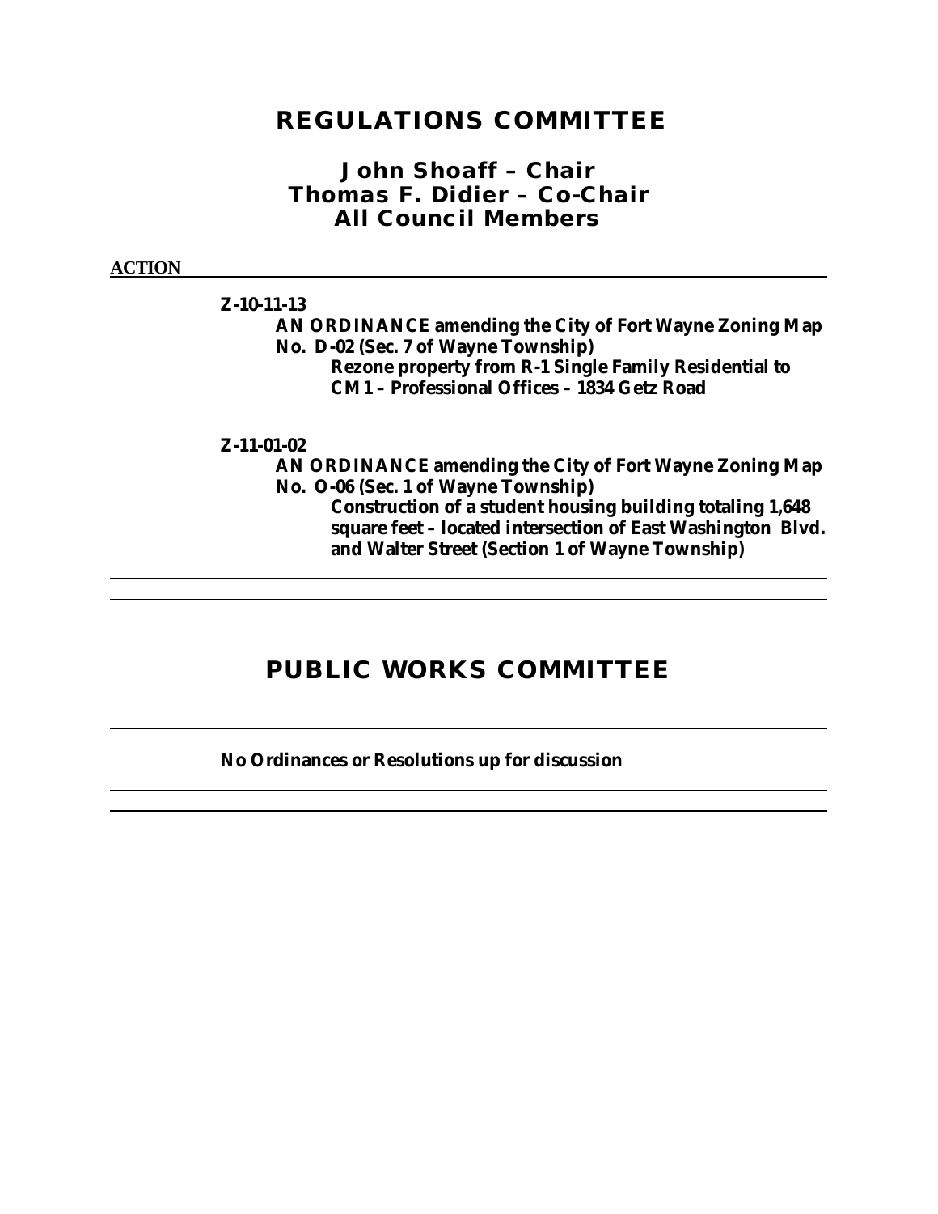# REGULATIONS COMMITTEE

## John Shoaff – Chair
## Thomas F. Didier – Co-Chair
## All Council Members

**ACTION**

---

**Z-10-11-13**

**AN ORDINANCE amending the City of Fort Wayne Zoning Map No. D-02 (Sec. 7 of Wayne Township)**

**Rezone property from R-1 Single Family Residential to CM1 – Professional Offices – 1834 Getz Road**

---

**Z-11-01-02**

**AN ORDINANCE amending the City of Fort Wayne Zoning Map No. O-06 (Sec. 1 of Wayne Township)**

**Construction of a student housing building totaling 1,648 square feet – located intersection of East Washington Blvd. and Walter Street (Section 1 of Wayne Township)**

---

# PUBLIC WORKS COMMITTEE

---

**No Ordinances or Resolutions up for discussion**

---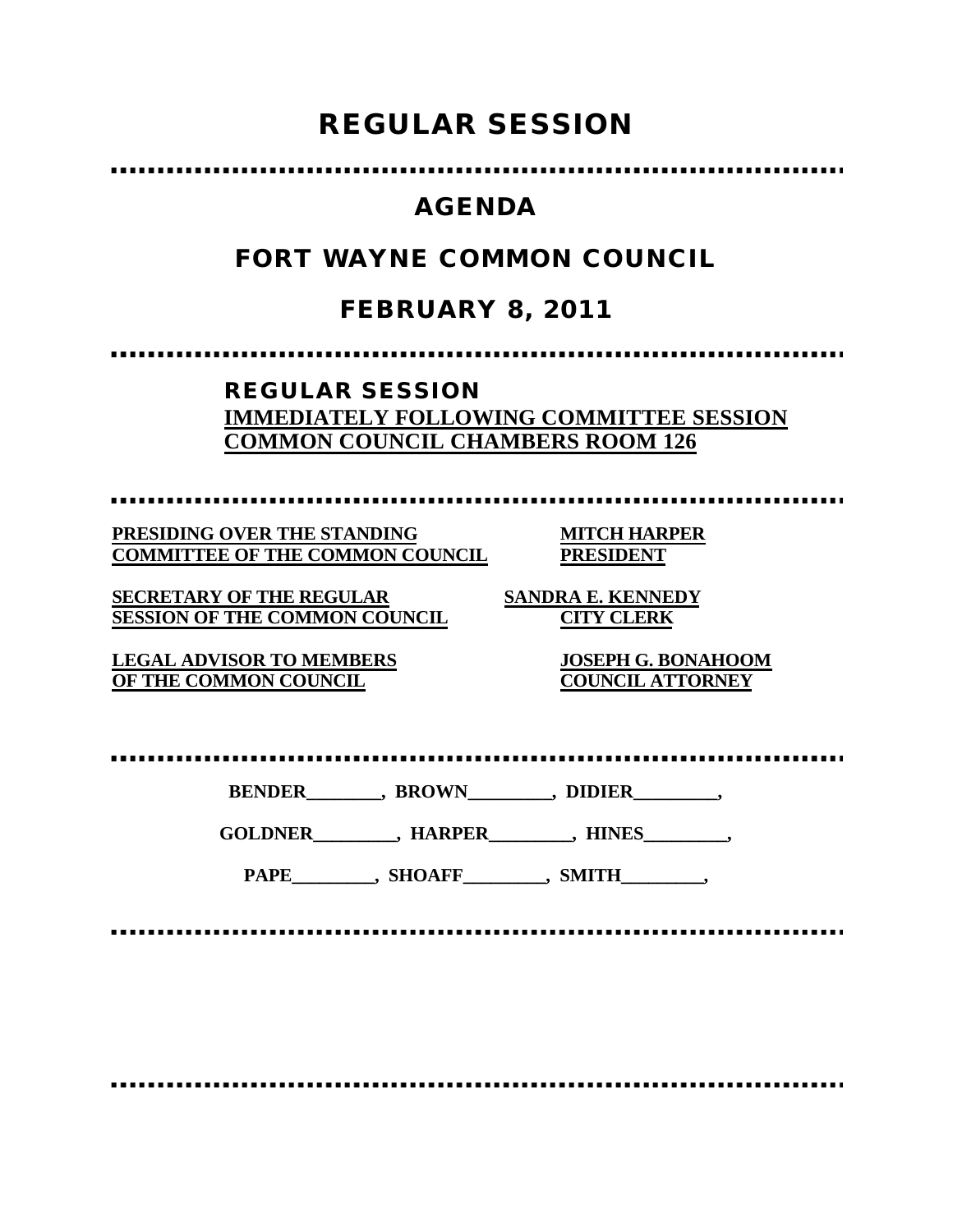# REGULAR SESSION

## AGENDA

## FORT WAYNE COMMON COUNCIL

## FEBRUARY 8, 2011

### REGULAR SESSION

**IMMEDIATELY FOLLOWING COMMITTEE SESSION**
**COMMON COUNCIL CHAMBERS ROOM 126**

| | |
|---|---|
| **PRESIDING OVER THE STANDING COMMITTEE OF THE COMMON COUNCIL** | **MITCH HARPER PRESIDENT** |
| **SECRETARY OF THE REGULAR SESSION OF THE COMMON COUNCIL** | **SANDRA E. KENNEDY CITY CLERK** |
| **LEGAL ADVISOR TO MEMBERS OF THE COMMON COUNCIL** | **JOSEPH G. BONAHOOM COUNCIL ATTORNEY** |

**BENDER________, BROWN_________, DIDIER_________,**

**GOLDNER_________, HARPER_________, HINES_________,**

**PAPE_________, SHOAFF_________, SMITH_________,**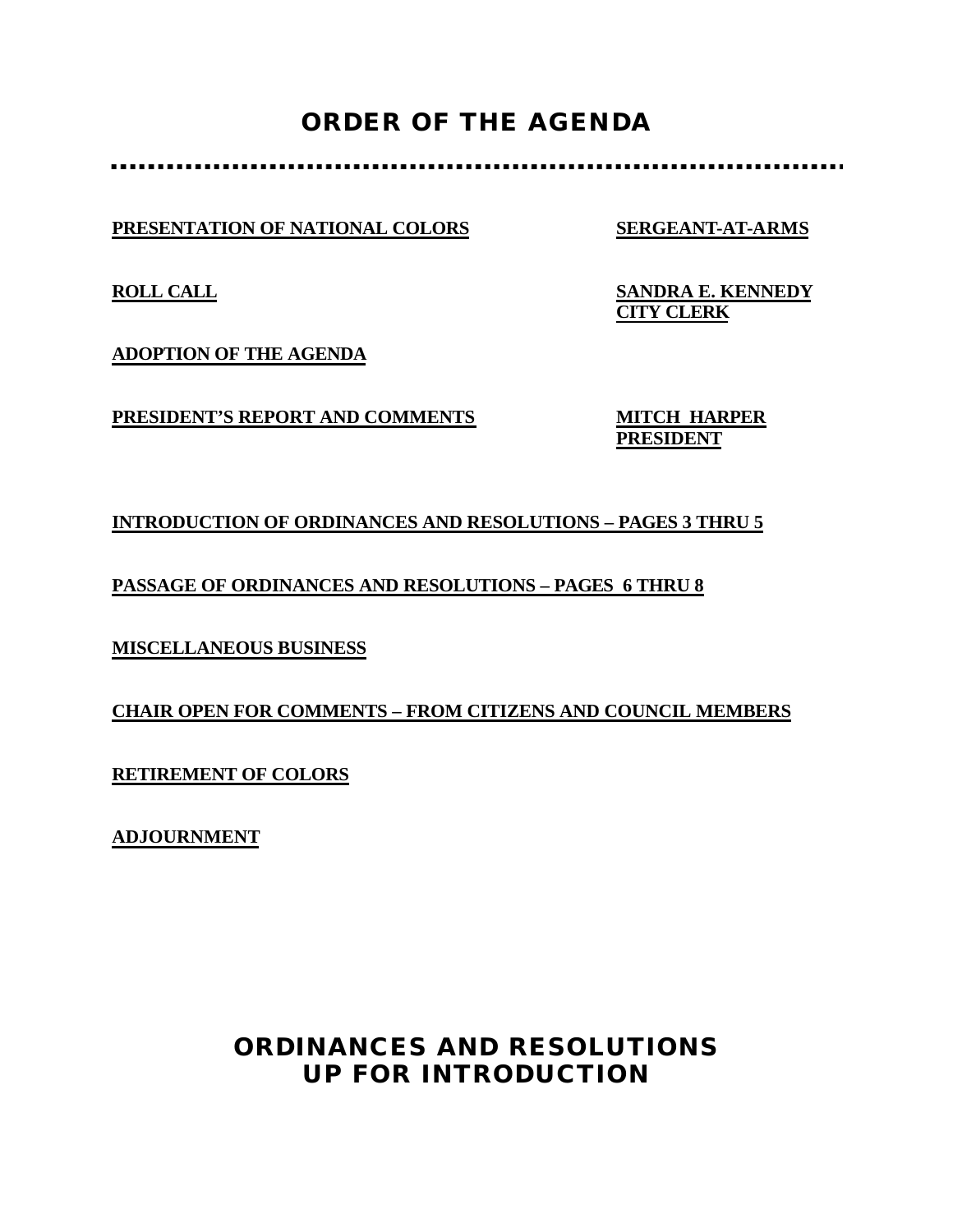# ORDER OF THE AGENDA

**PRESENTATION OF NATIONAL COLORS** — **SERGEANT-AT-ARMS**

**ROLL CALL** — **SANDRA E. KENNEDY**
**CITY CLERK**

**ADOPTION OF THE AGENDA**

**PRESIDENT'S REPORT AND COMMENTS** — **MITCH HARPER**
**PRESIDENT**

**INTRODUCTION OF ORDINANCES AND RESOLUTIONS – PAGES 3 THRU 5**

**PASSAGE OF ORDINANCES AND RESOLUTIONS – PAGES 6 THRU 8**

**MISCELLANEOUS BUSINESS**

**CHAIR OPEN FOR COMMENTS – FROM CITIZENS AND COUNCIL MEMBERS**

**RETIREMENT OF COLORS**

**ADJOURNMENT**

# ORDINANCES AND RESOLUTIONS UP FOR INTRODUCTION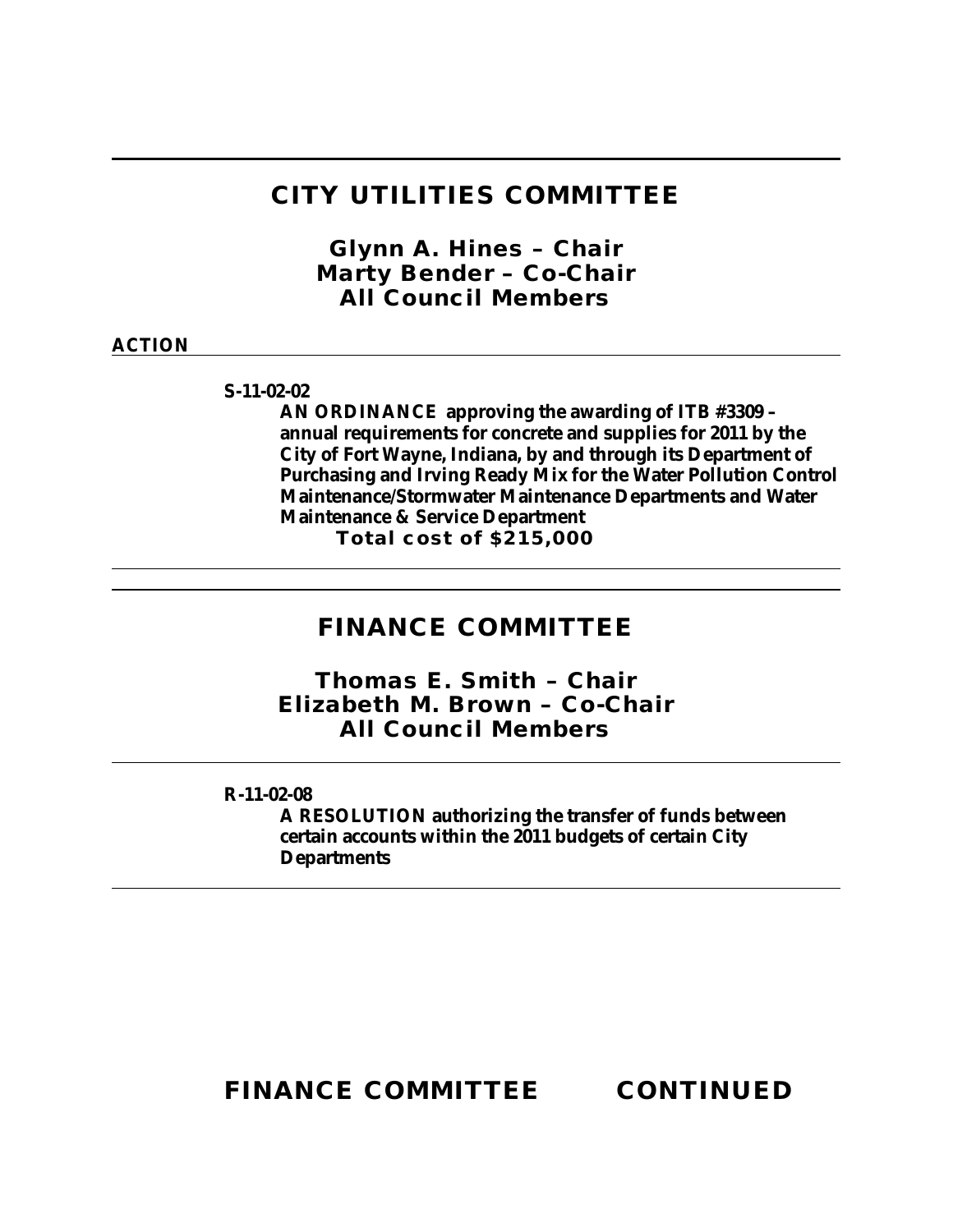## CITY UTILITIES COMMITTEE

### Glynn A. Hines – Chair
### Marty Bender – Co-Chair
### All Council Members

**ACTION**

**S-11-02-02**

**AN ORDINANCE approving the awarding of ITB #3309 – annual requirements for concrete and supplies for 2011 by the City of Fort Wayne, Indiana, by and through its Department of Purchasing and Irving Ready Mix for the Water Pollution Control Maintenance/Stormwater Maintenance Departments and Water Maintenance & Service Department**

**Total cost of $215,000**

## FINANCE COMMITTEE

### Thomas E. Smith – Chair
### Elizabeth M. Brown – Co-Chair
### All Council Members

**R-11-02-08**

**A RESOLUTION authorizing the transfer of funds between certain accounts within the 2011 budgets of certain City Departments**

## FINANCE COMMITTEE CONTINUED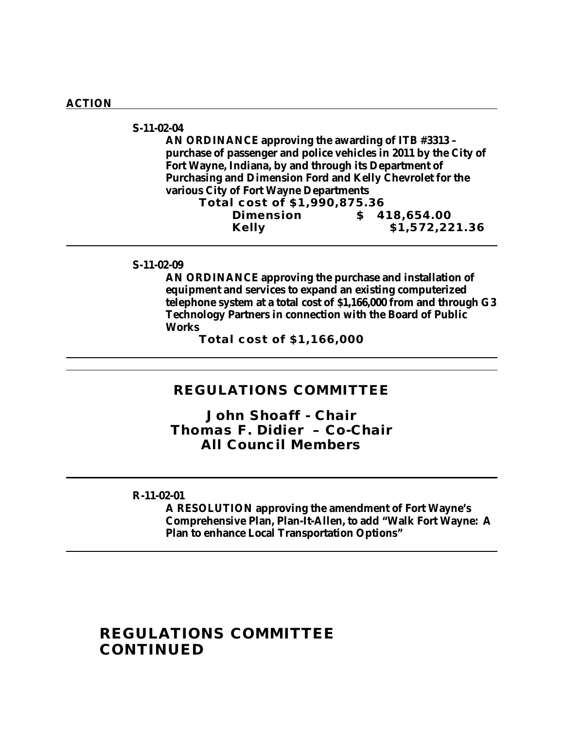**ACTION**

---

**S-11-02-04**

**AN ORDINANCE approving the awarding of ITB #3313 – purchase of passenger and police vehicles in 2011 by the City of Fort Wayne, Indiana, by and through its Department of Purchasing and Dimension Ford and Kelly Chevrolet for the various City of Fort Wayne Departments**

**Total cost of $1,990,875.36**

| | |
|---|---|
| **Dimension** | **$ 418,654.00** |
| **Kelly** | **$1,572,221.36** |

---

**S-11-02-09**

**AN ORDINANCE approving the purchase and installation of equipment and services to expand an existing computerized telephone system at a total cost of $1,166,000 from and through G3 Technology Partners in connection with the Board of Public Works**

**Total cost of $1,166,000**

---

## REGULATIONS COMMITTEE

**John Shoaff - Chair**
**Thomas F. Didier – Co-Chair**
**All Council Members**

---

**R-11-02-01**

**A RESOLUTION approving the amendment of Fort Wayne's Comprehensive Plan, Plan-It-Allen, to add "Walk Fort Wayne: A Plan to enhance Local Transportation Options"**

---

## REGULATIONS COMMITTEE CONTINUED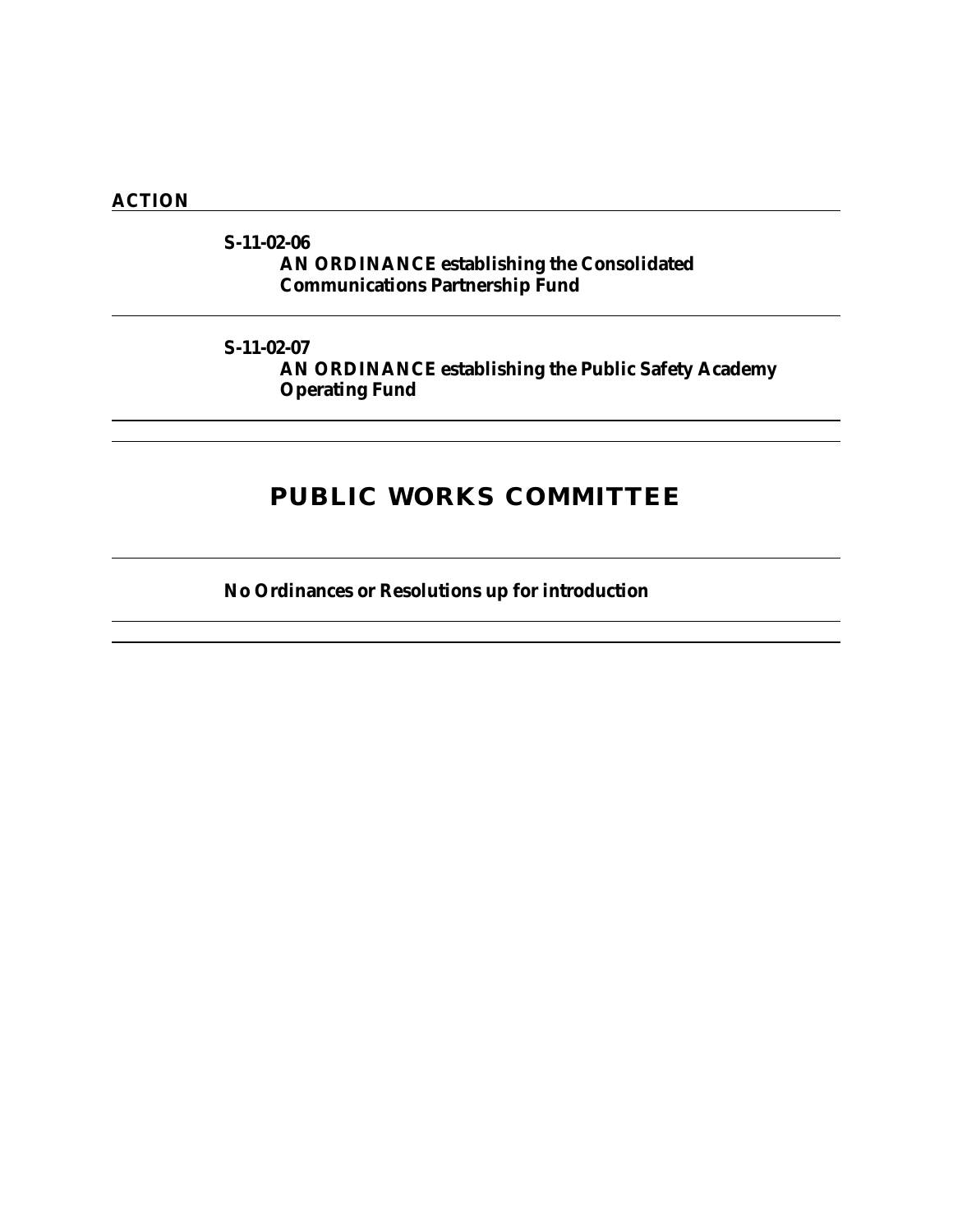**ACTION**

---

**S-11-02-06**
**AN ORDINANCE establishing the Consolidated Communications Partnership Fund**

---

**S-11-02-07**
**AN ORDINANCE establishing the Public Safety Academy Operating Fund**

---

## PUBLIC WORKS COMMITTEE

---

**No Ordinances or Resolutions up for introduction**

---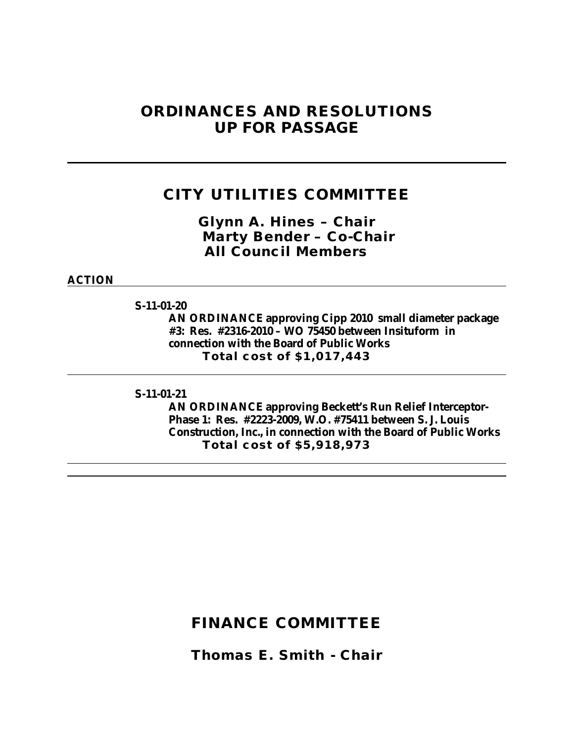# ORDINANCES AND RESOLUTIONS UP FOR PASSAGE

---

## CITY UTILITIES COMMITTEE

**Glynn A. Hines – Chair**
**Marty Bender – Co-Chair**
**All Council Members**

**ACTION**

---

**S-11-01-20**

**AN ORDINANCE approving Cipp 2010 small diameter package #3: Res. #2316-2010 – WO 75450 between Insituform in connection with the Board of Public Works**

**Total cost of $1,017,443**

---

**S-11-01-21**

**AN ORDINANCE approving Beckett's Run Relief Interceptor-Phase 1: Res. #2223-2009, W.O. #75411 between S. J. Louis Construction, Inc., in connection with the Board of Public Works**

**Total cost of $5,918,973**

---

## FINANCE COMMITTEE

**Thomas E. Smith - Chair**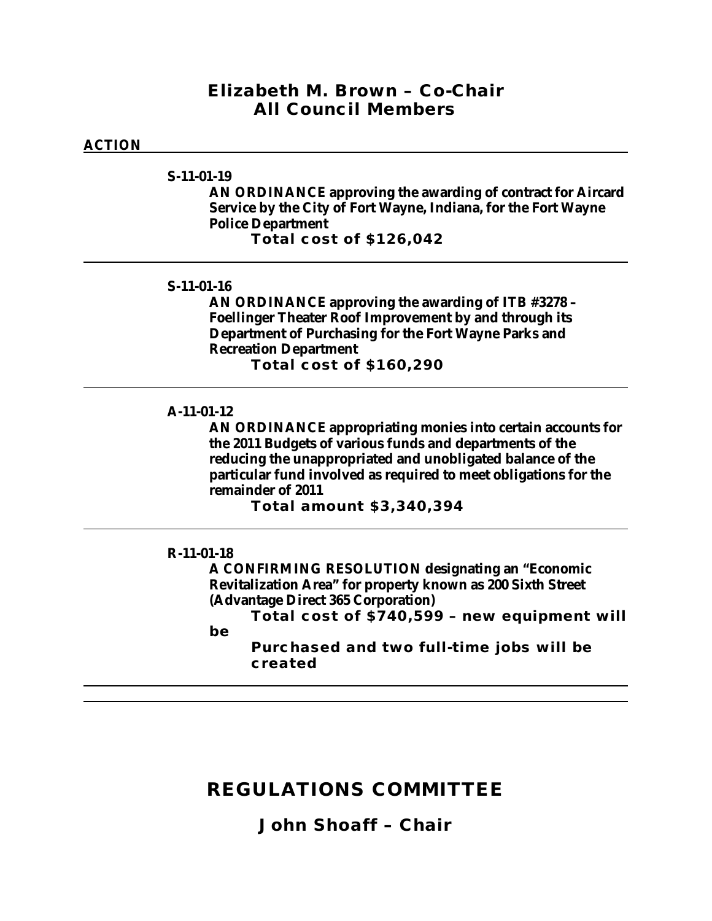**Elizabeth M. Brown – Co-Chair**
**All Council Members**

**ACTION**

---

**S-11-01-19**

**AN ORDINANCE approving the awarding of contract for Aircard Service by the City of Fort Wayne, Indiana, for the Fort Wayne Police Department**

**Total cost of $126,042**

---

**S-11-01-16**

**AN ORDINANCE approving the awarding of ITB #3278 – Foellinger Theater Roof Improvement by and through its Department of Purchasing for the Fort Wayne Parks and Recreation Department**

**Total cost of $160,290**

---

**A-11-01-12**

**AN ORDINANCE appropriating monies into certain accounts for the 2011 Budgets of various funds and departments of the reducing the unappropriated and unobligated balance of the particular fund involved as required to meet obligations for the remainder of 2011**

**Total amount $3,340,394**

---

**R-11-01-18**

**A CONFIRMING RESOLUTION designating an "Economic Revitalization Area" for property known as 200 Sixth Street (Advantage Direct 365 Corporation)**

**Total cost of $740,599 – new equipment will be Purchased and two full-time jobs will be created**

---

## REGULATIONS COMMITTEE

**John Shoaff – Chair**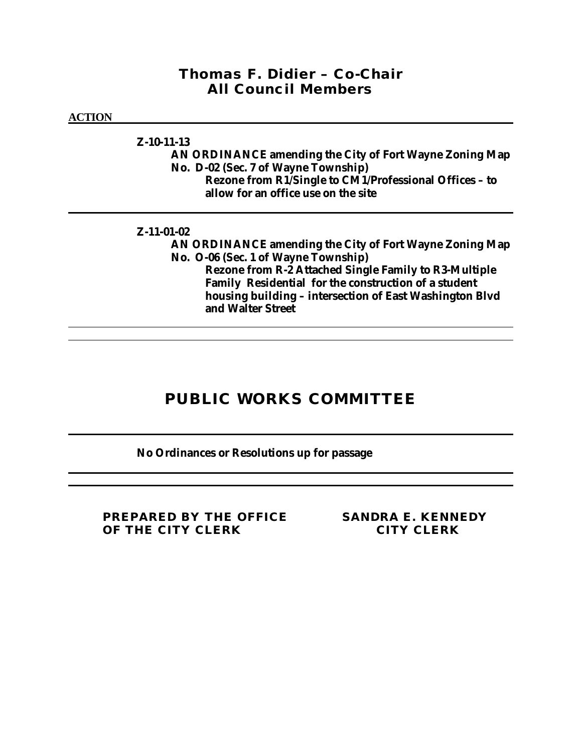**Thomas F. Didier – Co-Chair**
**All Council Members**

**ACTION**

---

**Z-10-11-13**

**AN ORDINANCE amending the City of Fort Wayne Zoning Map No. D-02 (Sec. 7 of Wayne Township)**

**Rezone from R1/Single to CM1/Professional Offices – to allow for an office use on the site**

---

**Z-11-01-02**

**AN ORDINANCE amending the City of Fort Wayne Zoning Map No. O-06 (Sec. 1 of Wayne Township)**

**Rezone from R-2 Attached Single Family to R3-Multiple Family Residential for the construction of a student housing building – intersection of East Washington Blvd and Walter Street**

---

## PUBLIC WORKS COMMITTEE

---

**No Ordinances or Resolutions up for passage**

---

**PREPARED BY THE OFFICE OF THE CITY CLERK**

**SANDRA E. KENNEDY**
**CITY CLERK**